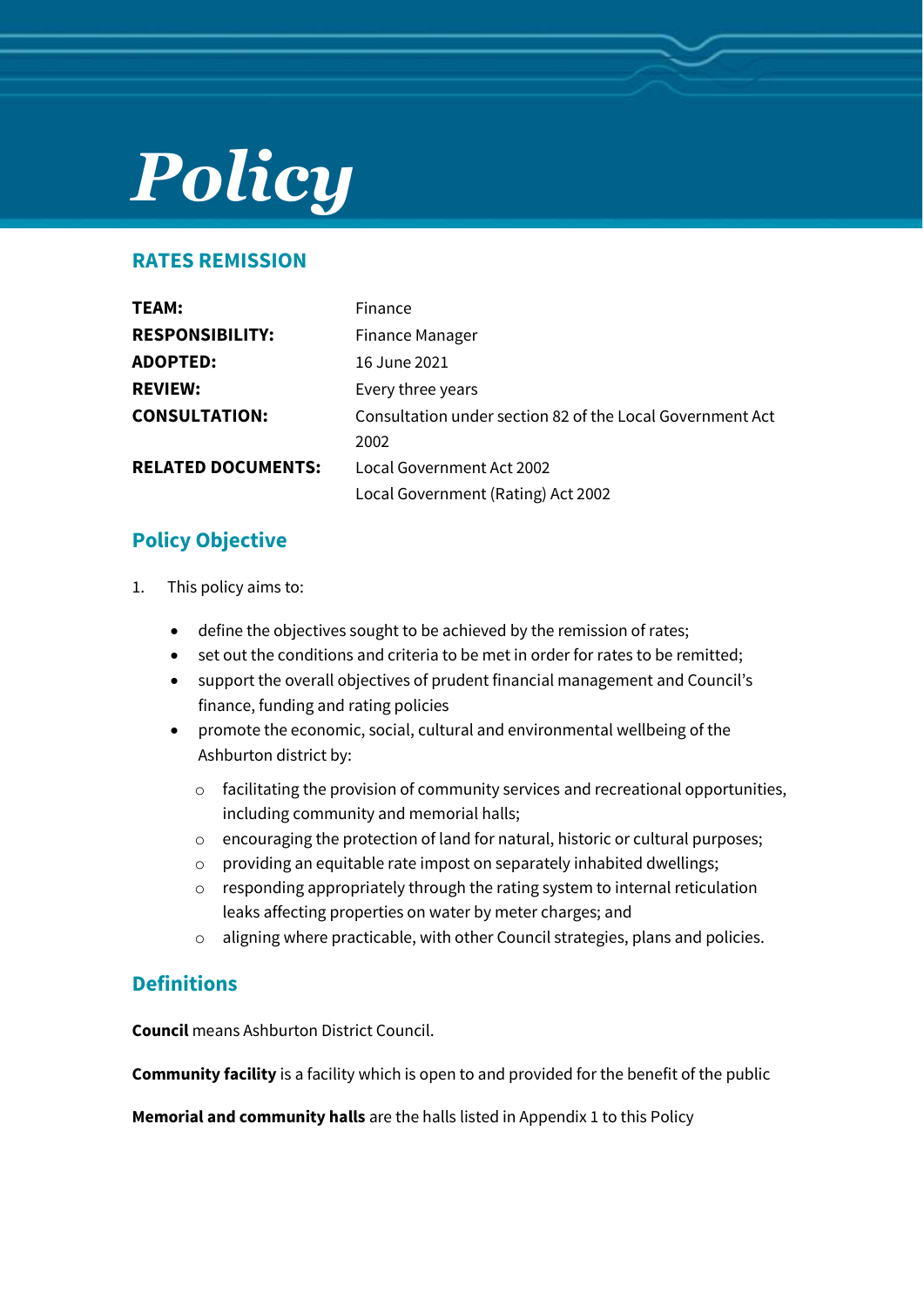# Policy

## RATES REMISSION

| | |
|---|---|
| **TEAM:** | Finance |
| **RESPONSIBILITY:** | Finance Manager |
| **ADOPTED:** | 16 June 2021 |
| **REVIEW:** | Every three years |
| **CONSULTATION:** | Consultation under section 82 of the Local Government Act 2002 |
| **RELATED DOCUMENTS:** | Local Government Act 2002<br>Local Government (Rating) Act 2002 |

## Policy Objective

1. This policy aims to:

   - define the objectives sought to be achieved by the remission of rates;
   - set out the conditions and criteria to be met in order for rates to be remitted;
   - support the overall objectives of prudent financial management and Council's finance, funding and rating policies
   - promote the economic, social, cultural and environmental wellbeing of the Ashburton district by:
     - facilitating the provision of community services and recreational opportunities, including community and memorial halls;
     - encouraging the protection of land for natural, historic or cultural purposes;
     - providing an equitable rate impost on separately inhabited dwellings;
     - responding appropriately through the rating system to internal reticulation leaks affecting properties on water by meter charges; and
     - aligning where practicable, with other Council strategies, plans and policies.

## Definitions

**Council** means Ashburton District Council.

**Community facility** is a facility which is open to and provided for the benefit of the public

**Memorial and community halls** are the halls listed in Appendix 1 to this Policy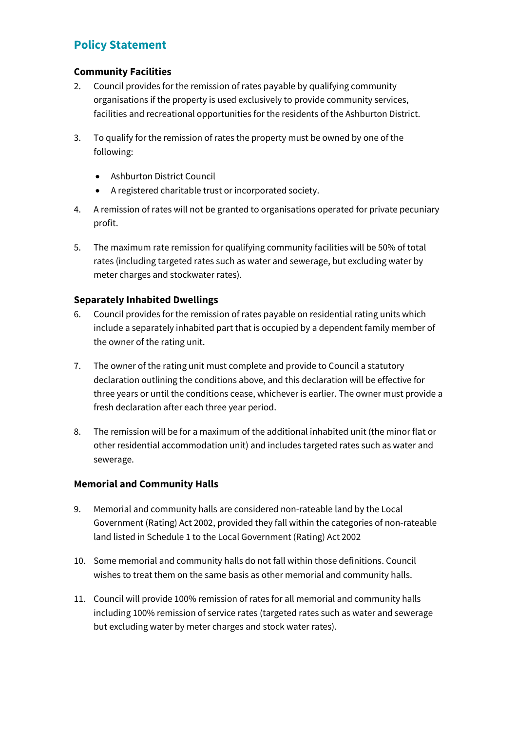## Policy Statement

### Community Facilities

2. Council provides for the remission of rates payable by qualifying community organisations if the property is used exclusively to provide community services, facilities and recreational opportunities for the residents of the Ashburton District.

3. To qualify for the remission of rates the property must be owned by one of the following:

   - Ashburton District Council
   - A registered charitable trust or incorporated society.

4. A remission of rates will not be granted to organisations operated for private pecuniary profit.

5. The maximum rate remission for qualifying community facilities will be 50% of total rates (including targeted rates such as water and sewerage, but excluding water by meter charges and stockwater rates).

### Separately Inhabited Dwellings

6. Council provides for the remission of rates payable on residential rating units which include a separately inhabited part that is occupied by a dependent family member of the owner of the rating unit.

7. The owner of the rating unit must complete and provide to Council a statutory declaration outlining the conditions above, and this declaration will be effective for three years or until the conditions cease, whichever is earlier. The owner must provide a fresh declaration after each three year period.

8. The remission will be for a maximum of the additional inhabited unit (the minor flat or other residential accommodation unit) and includes targeted rates such as water and sewerage.

### Memorial and Community Halls

9. Memorial and community halls are considered non-rateable land by the Local Government (Rating) Act 2002, provided they fall within the categories of non-rateable land listed in Schedule 1 to the Local Government (Rating) Act 2002

10. Some memorial and community halls do not fall within those definitions. Council wishes to treat them on the same basis as other memorial and community halls.

11. Council will provide 100% remission of rates for all memorial and community halls including 100% remission of service rates (targeted rates such as water and sewerage but excluding water by meter charges and stock water rates).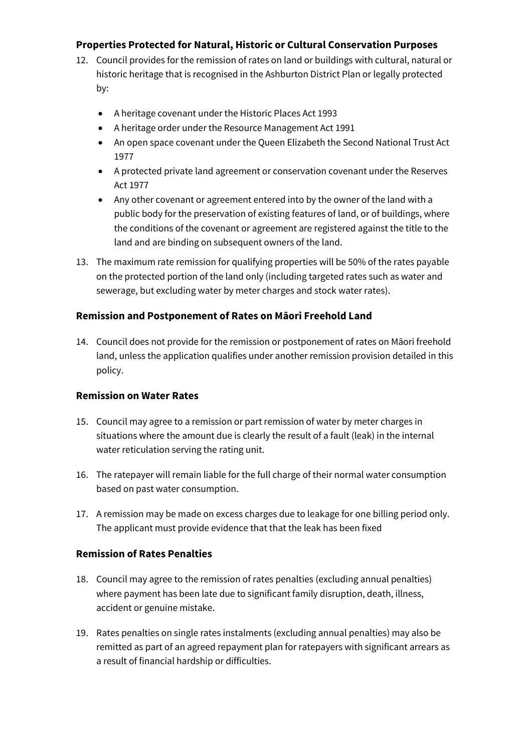### Properties Protected for Natural, Historic or Cultural Conservation Purposes

12. Council provides for the remission of rates on land or buildings with cultural, natural or historic heritage that is recognised in the Ashburton District Plan or legally protected by:

    - A heritage covenant under the Historic Places Act 1993
    - A heritage order under the Resource Management Act 1991
    - An open space covenant under the Queen Elizabeth the Second National Trust Act 1977
    - A protected private land agreement or conservation covenant under the Reserves Act 1977
    - Any other covenant or agreement entered into by the owner of the land with a public body for the preservation of existing features of land, or of buildings, where the conditions of the covenant or agreement are registered against the title to the land and are binding on subsequent owners of the land.

13. The maximum rate remission for qualifying properties will be 50% of the rates payable on the protected portion of the land only (including targeted rates such as water and sewerage, but excluding water by meter charges and stock water rates).

### Remission and Postponement of Rates on Māori Freehold Land

14. Council does not provide for the remission or postponement of rates on Māori freehold land, unless the application qualifies under another remission provision detailed in this policy.

### Remission on Water Rates

15. Council may agree to a remission or part remission of water by meter charges in situations where the amount due is clearly the result of a fault (leak) in the internal water reticulation serving the rating unit.

16. The ratepayer will remain liable for the full charge of their normal water consumption based on past water consumption.

17. A remission may be made on excess charges due to leakage for one billing period only. The applicant must provide evidence that that the leak has been fixed

### Remission of Rates Penalties

18. Council may agree to the remission of rates penalties (excluding annual penalties) where payment has been late due to significant family disruption, death, illness, accident or genuine mistake.

19. Rates penalties on single rates instalments (excluding annual penalties) may also be remitted as part of an agreed repayment plan for ratepayers with significant arrears as a result of financial hardship or difficulties.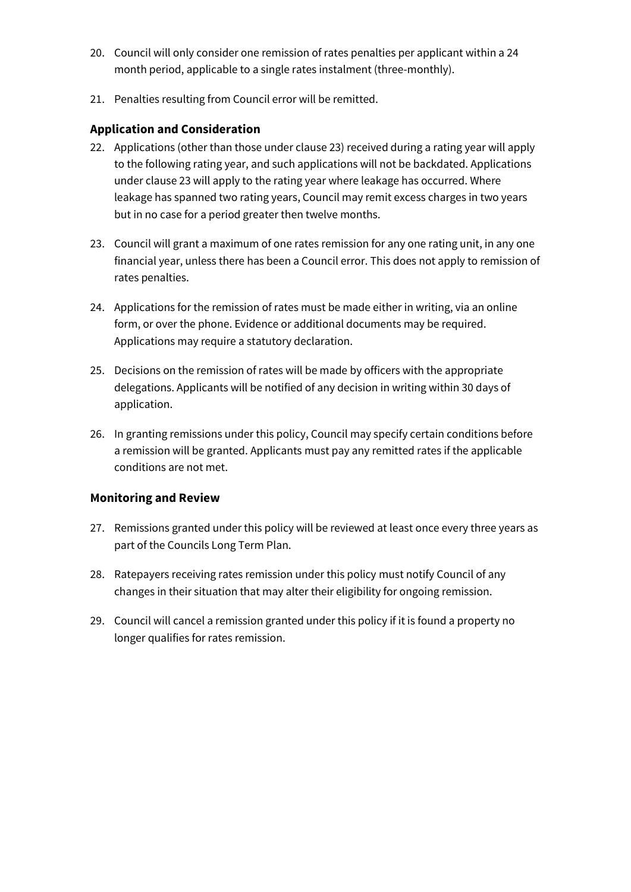20. Council will only consider one remission of rates penalties per applicant within a 24 month period, applicable to a single rates instalment (three-monthly).

21. Penalties resulting from Council error will be remitted.

### Application and Consideration

22. Applications (other than those under clause 23) received during a rating year will apply to the following rating year, and such applications will not be backdated. Applications under clause 23 will apply to the rating year where leakage has occurred. Where leakage has spanned two rating years, Council may remit excess charges in two years but in no case for a period greater then twelve months.

23. Council will grant a maximum of one rates remission for any one rating unit, in any one financial year, unless there has been a Council error. This does not apply to remission of rates penalties.

24. Applications for the remission of rates must be made either in writing, via an online form, or over the phone. Evidence or additional documents may be required. Applications may require a statutory declaration.

25. Decisions on the remission of rates will be made by officers with the appropriate delegations. Applicants will be notified of any decision in writing within 30 days of application.

26. In granting remissions under this policy, Council may specify certain conditions before a remission will be granted. Applicants must pay any remitted rates if the applicable conditions are not met.

### Monitoring and Review

27. Remissions granted under this policy will be reviewed at least once every three years as part of the Councils Long Term Plan.

28. Ratepayers receiving rates remission under this policy must notify Council of any changes in their situation that may alter their eligibility for ongoing remission.

29. Council will cancel a remission granted under this policy if it is found a property no longer qualifies for rates remission.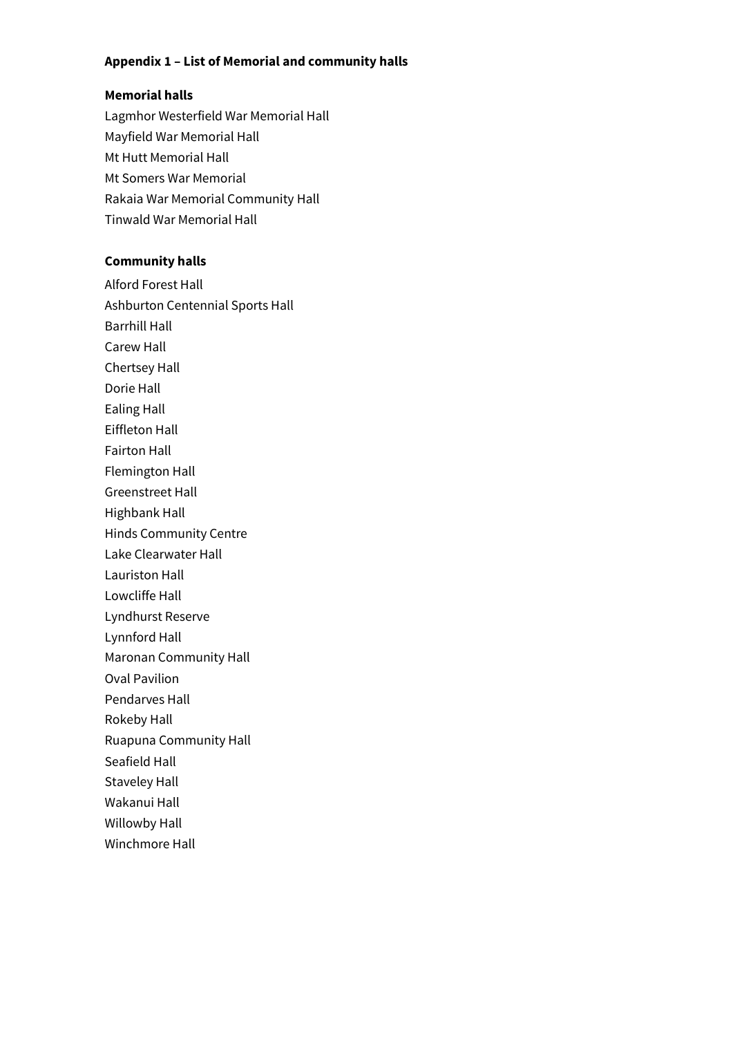## Appendix 1 – List of Memorial and community halls

### Memorial halls

Lagmhor Westerfield War Memorial Hall
Mayfield War Memorial Hall
Mt Hutt Memorial Hall
Mt Somers War Memorial
Rakaia War Memorial Community Hall
Tinwald War Memorial Hall

### Community halls

Alford Forest Hall
Ashburton Centennial Sports Hall
Barrhill Hall
Carew Hall
Chertsey Hall
Dorie Hall
Ealing Hall
Eiffleton Hall
Fairton Hall
Flemington Hall
Greenstreet Hall
Highbank Hall
Hinds Community Centre
Lake Clearwater Hall
Lauriston Hall
Lowcliffe Hall
Lyndhurst Reserve
Lynnford Hall
Maronan Community Hall
Oval Pavilion
Pendarves Hall
Rokeby Hall
Ruapuna Community Hall
Seafield Hall
Staveley Hall
Wakanui Hall
Willowby Hall
Winchmore Hall